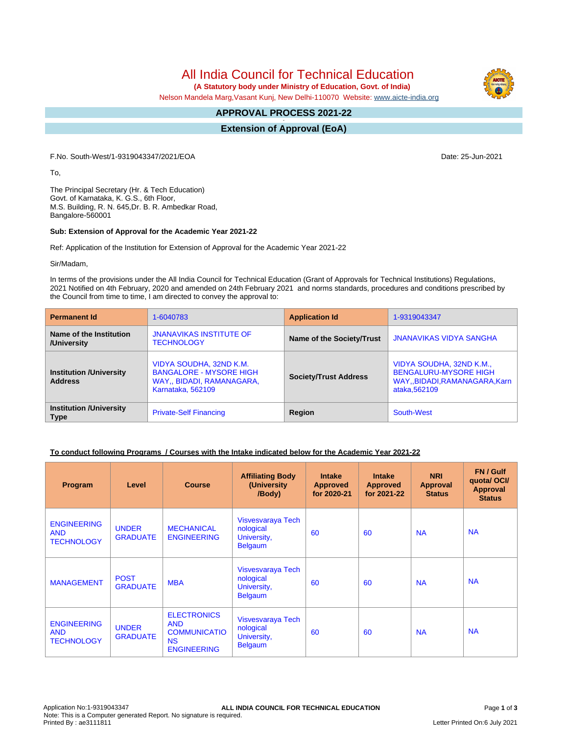# All India Council for Technical Education

**(A Statutory body under Ministry of Education, Govt. of India)**

Nelson Mandela Marg,Vasant Kunj, New Delhi-110070 Website: www.aicte-india.org

## APPROVAL PROCESS 2021-22

## Extension of Approval (EoA)

F.No. South-West/1-9319043347/2021/EOA

Date: 25-Jun-2021

To,

The Principal Secretary (Hr. & Tech Education)
Govt. of Karnataka, K. G.S., 6th Floor,
M.S. Building, R. N. 645,Dr. B. R. Ambedkar Road,
Bangalore-560001

**Sub: Extension of Approval for the Academic Year 2021-22**

Ref: Application of the Institution for Extension of Approval for the Academic Year 2021-22

Sir/Madam,

In terms of the provisions under the All India Council for Technical Education (Grant of Approvals for Technical Institutions) Regulations, 2021 Notified on 4th February, 2020 and amended on 24th February 2021 and norms standards, procedures and conditions prescribed by the Council from time to time, I am directed to convey the approval to:

| **Permanent Id** | 1-6040783 | **Application Id** | 1-9319043347 |
|---|---|---|---|
| **Name of the Institution /University** | JNANAVIKAS INSTITUTE OF TECHNOLOGY | **Name of the Society/Trust** | JNANAVIKAS VIDYA SANGHA |
| **Institution /University Address** | VIDYA SOUDHA, 32ND K.M. BANGALORE - MYSORE HIGH WAY,, BIDADI, RAMANAGARA, Karnataka, 562109 | **Society/Trust Address** | VIDYA SOUDHA, 32ND K.M., BENGALURU-MYSORE HIGH WAY,,BIDADI,RAMANAGARA,Karnataka,562109 |
| **Institution /University Type** | Private-Self Financing | **Region** | South-West |

**To conduct following Programs / Courses with the Intake indicated below for the Academic Year 2021-22**

| Program | Level | Course | Affiliating Body (University /Body) | Intake Approved for 2020-21 | Intake Approved for 2021-22 | NRI Approval Status | FN / Gulf quota/ OCI/ Approval Status |
|---|---|---|---|---|---|---|---|
| ENGINEERING AND TECHNOLOGY | UNDER GRADUATE | MECHANICAL ENGINEERING | Visvesvaraya Technological University, Belgaum | 60 | 60 | NA | NA |
| MANAGEMENT | POST GRADUATE | MBA | Visvesvaraya Technological University, Belgaum | 60 | 60 | NA | NA |
| ENGINEERING AND TECHNOLOGY | UNDER GRADUATE | ELECTRONICS AND COMMUNICATIONS ENGINEERING | Visvesvaraya Technological University, Belgaum | 60 | 60 | NA | NA |

Application No:1-9319043347
Note: This is a Computer generated Report. No signature is required.
Printed By : ae3111811

Letter Printed On:6 July 2021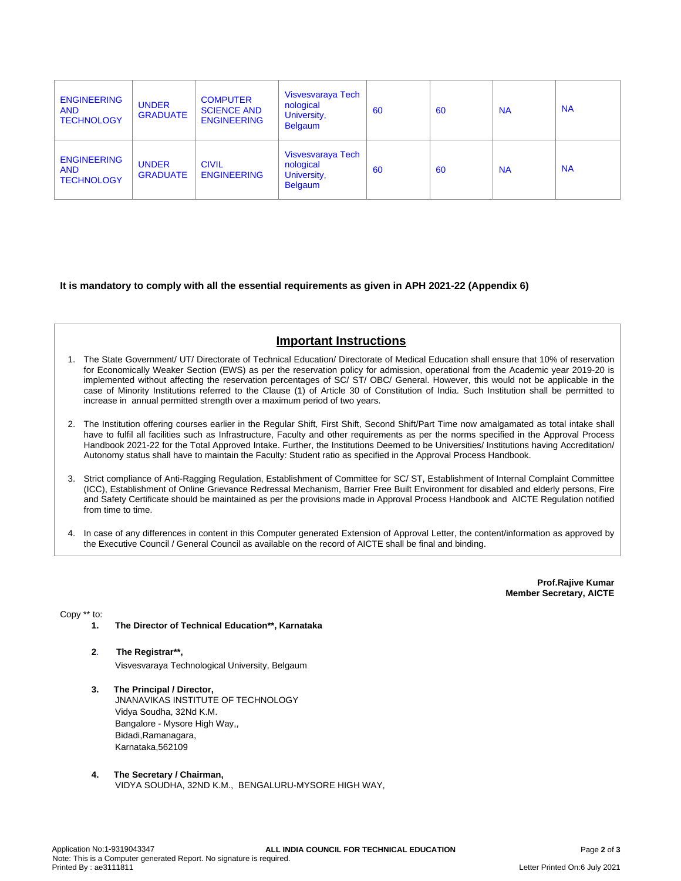| | | | | | | | |
|---|---|---|---|---|---|---|---|
| ENGINEERING AND TECHNOLOGY | UNDER GRADUATE | COMPUTER SCIENCE AND ENGINEERING | Visvesvaraya Technological University, Belgaum | 60 | 60 | NA | NA |
| ENGINEERING AND TECHNOLOGY | UNDER GRADUATE | CIVIL ENGINEERING | Visvesvaraya Technological University, Belgaum | 60 | 60 | NA | NA |

**It is mandatory to comply with all the essential requirements as given in APH 2021-22 (Appendix 6)**

## Important Instructions

1. The State Government/ UT/ Directorate of Technical Education/ Directorate of Medical Education shall ensure that 10% of reservation for Economically Weaker Section (EWS) as per the reservation policy for admission, operational from the Academic year 2019-20 is implemented without affecting the reservation percentages of SC/ ST/ OBC/ General. However, this would not be applicable in the case of Minority Institutions referred to the Clause (1) of Article 30 of Constitution of India. Such Institution shall be permitted to increase in annual permitted strength over a maximum period of two years.

2. The Institution offering courses earlier in the Regular Shift, First Shift, Second Shift/Part Time now amalgamated as total intake shall have to fulfil all facilities such as Infrastructure, Faculty and other requirements as per the norms specified in the Approval Process Handbook 2021-22 for the Total Approved Intake. Further, the Institutions Deemed to be Universities/ Institutions having Accreditation/ Autonomy status shall have to maintain the Faculty: Student ratio as specified in the Approval Process Handbook.

3. Strict compliance of Anti-Ragging Regulation, Establishment of Committee for SC/ ST, Establishment of Internal Complaint Committee (ICC), Establishment of Online Grievance Redressal Mechanism, Barrier Free Built Environment for disabled and elderly persons, Fire and Safety Certificate should be maintained as per the provisions made in Approval Process Handbook and AICTE Regulation notified from time to time.

4. In case of any differences in content in this Computer generated Extension of Approval Letter, the content/information as approved by the Executive Council / General Council as available on the record of AICTE shall be final and binding.

**Prof.Rajive Kumar**
**Member Secretary, AICTE**

Copy ** to:

1. **The Director of Technical Education**, Karnataka**

2. **The Registrar**,**
   Visvesvaraya Technological University, Belgaum

3. **The Principal / Director,**
   JNANAVIKAS INSTITUTE OF TECHNOLOGY
   Vidya Soudha, 32Nd K.M.
   Bangalore - Mysore High Way,,
   Bidadi,Ramanagara,
   Karnataka,562109

4. **The Secretary / Chairman,**
   VIDYA SOUDHA, 32ND K.M., BENGALURU-MYSORE HIGH WAY,

Application No:1-9319043347
Note: This is a Computer generated Report. No signature is required.
Printed By : ae3111811
Letter Printed On:6 July 2021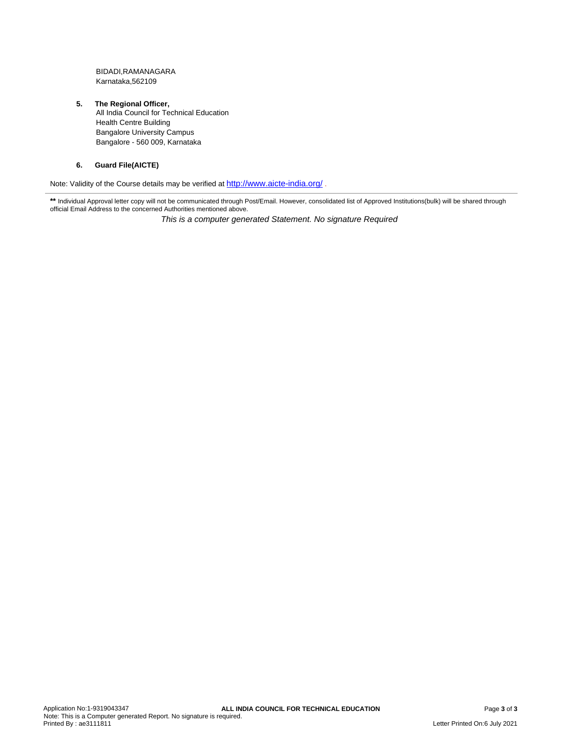BIDADI,RAMANAGARA
Karnataka,562109

5. **The Regional Officer,**
   All India Council for Technical Education
   Health Centre Building
   Bangalore University Campus
   Bangalore - 560 009, Karnataka

6. **Guard File(AICTE)**

Note: Validity of the Course details may be verified at http://www.aicte-india.org/ .

---

**\*\*** Individual Approval letter copy will not be communicated through Post/Email. However, consolidated list of Approved Institutions(bulk) will be shared through official Email Address to the concerned Authorities mentioned above.

*This is a computer generated Statement. No signature Required*

Application No:1-9319043347
Note: This is a Computer generated Report. No signature is required.
Printed By : ae3111811

**ALL INDIA COUNCIL FOR TECHNICAL EDUCATION**

Letter Printed On:6 July 2021